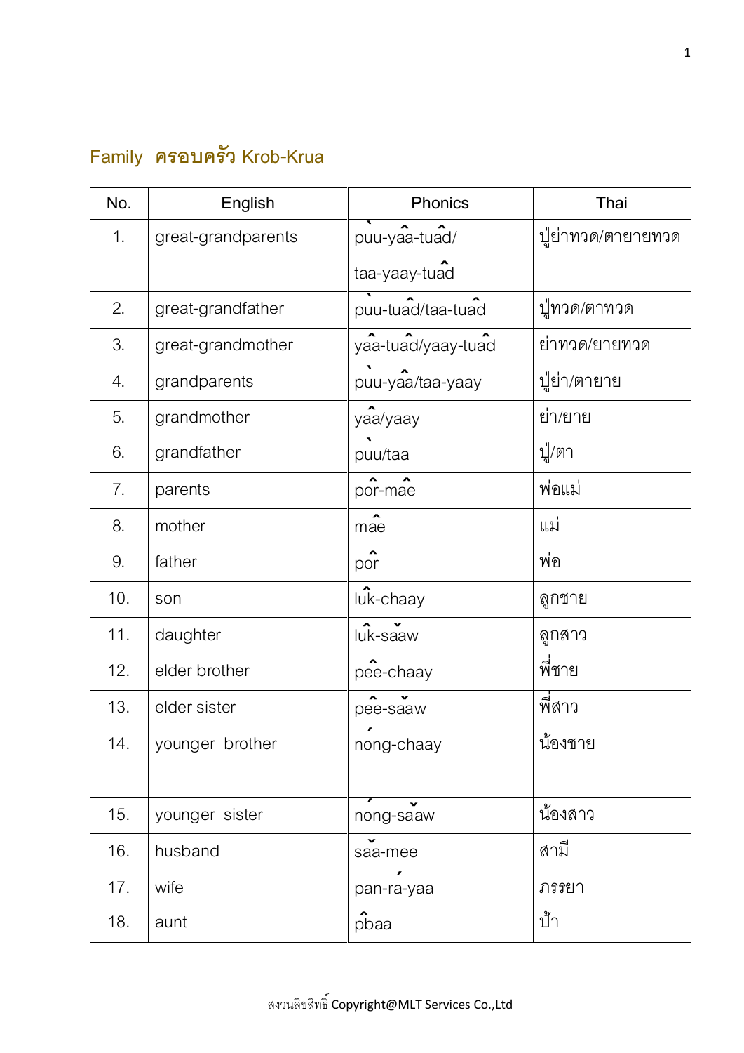## Family ครอบครัว Krob-Krua

| No. | English | Phonics | Thai |
|---|---|---|---|
| 1. | great-grandparents | pùu-yâa-tuâd/ taa-yaay-tuâd | ปู่ย่าทวด/ตายายทวด |
| 2. | great-grandfather | pùu-tuâd/taa-tuâd | ปู่ทวด/ตาทวด |
| 3. | great-grandmother | yâa-tuâd/yaay-tuâd | ย่าทวด/ยายทวด |
| 4. | grandparents | pùu-yâa/taa-yaay | ปู่ย่า/ตายาย |
| 5. | grandmother | yâa/yaay | ย่า/ยาย |
| 6. | grandfather | pùu/taa | ปู่/ตา |
| 7. | parents | pôr-mâe | พ่อแม่ |
| 8. | mother | mâe | แม่ |
| 9. | father | pôr | พ่อ |
| 10. | son | lûk-chaay | ลูกชาย |
| 11. | daughter | lûk-sǎaw | ลูกสาว |
| 12. | elder brother | pêe-chaay | พี่ชาย |
| 13. | elder sister | pêe-sǎaw | พี่สาว |
| 14. | younger brother | nóng-chaay | น้องชาย |
| 15. | younger sister | nóng-sǎaw | น้องสาว |
| 16. | husband | sǎa-mee | สามี |
| 17. | wife | pan-rá-yaa | ภรรยา |
| 18. | aunt | pbâa | ป้า |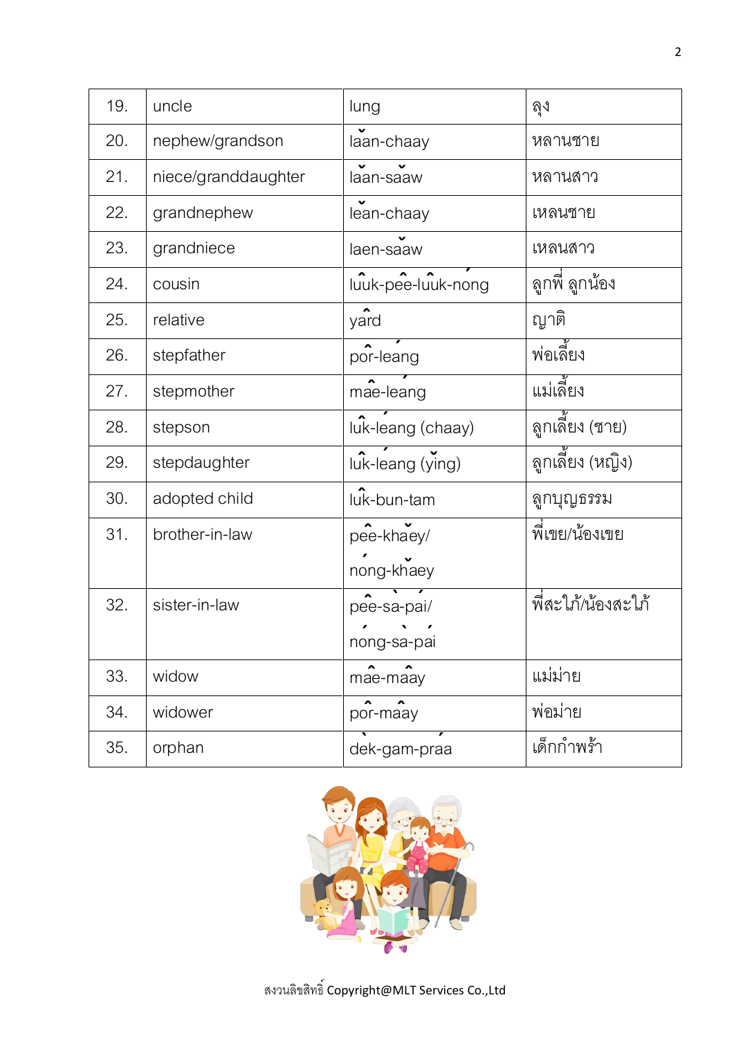| 19. | uncle | lung | ลุง |
|---|---|---|---|
| 20. | nephew/grandson | lǎan-chaay | หลานชาย |
| 21. | niece/granddaughter | lǎan-sǎaw | หลานสาว |
| 22. | grandnephew | lěan-chaay | เหลนชาย |
| 23. | grandniece | laen-sǎaw | เหลนสาว |
| 24. | cousin | lûuk-pêe-lûuk-nóng | ลูกพี่ ลูกน้อง |
| 25. | relative | yârd | ญาติ |
| 26. | stepfather | pôr-léang | พ่อเลี้ยง |
| 27. | stepmother | mâe-léang | แม่เลี้ยง |
| 28. | stepson | lûk-léang (chaay) | ลูกเลี้ยง (ชาย) |
| 29. | stepdaughter | lûk-léang (yǐng) | ลูกเลี้ยง (หญิง) |
| 30. | adopted child | lûk-bun-tam | ลูกบุญธรรม |
| 31. | brother-in-law | pêe-khǎey/ nóng-khǎey | พี่เขย/น้องเขย |
| 32. | sister-in-law | pêe-sà-pái/ nóng-sà-pái | พี่สะใภ้/น้องสะใภ้ |
| 33. | widow | mâe-mâay | แม่ม่าย |
| 34. | widower | pôr-mâay | พ่อม่าย |
| 35. | orphan | dèk-gam-práa | เด็กกำพร้า |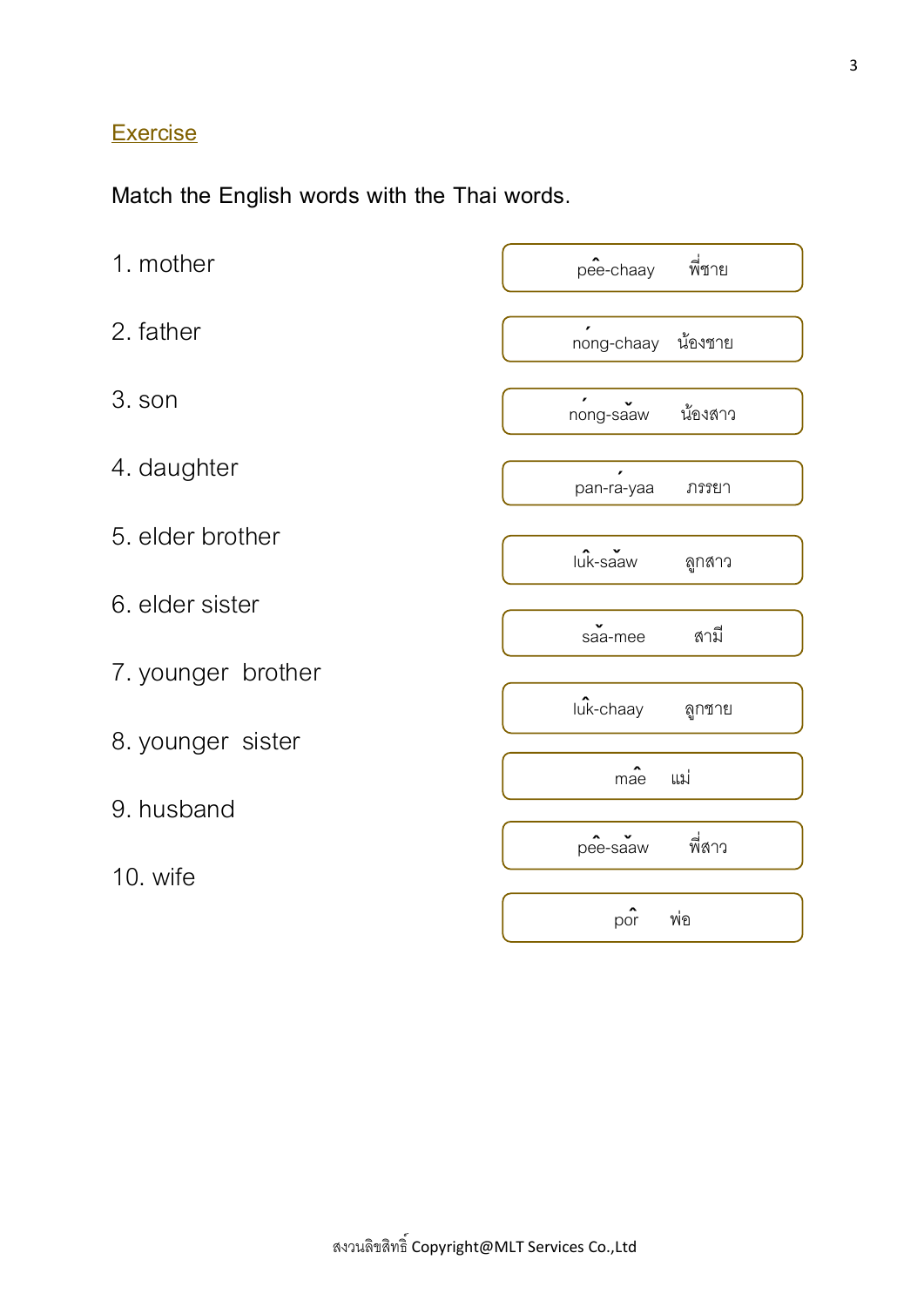## Exercise

Match the English words with the Thai words.

| | |
|---|---|
| 1. mother | pêe-chaay พี่ชาย |
| 2. father | nóng-chaay น้องชาย |
| 3. son | nóng-sǎaw น้องสาว |
| 4. daughter | pan-rá-yaa ภรรยา |
| 5. elder brother | lûk-sǎaw ลูกสาว |
| 6. elder sister | sǎa-mee สามี |
| 7. younger brother | lûk-chaay ลูกชาย |
| 8. younger sister | mâe แม่ |
| 9. husband | pêe-sǎaw พี่สาว |
| 10. wife | pôr พ่อ |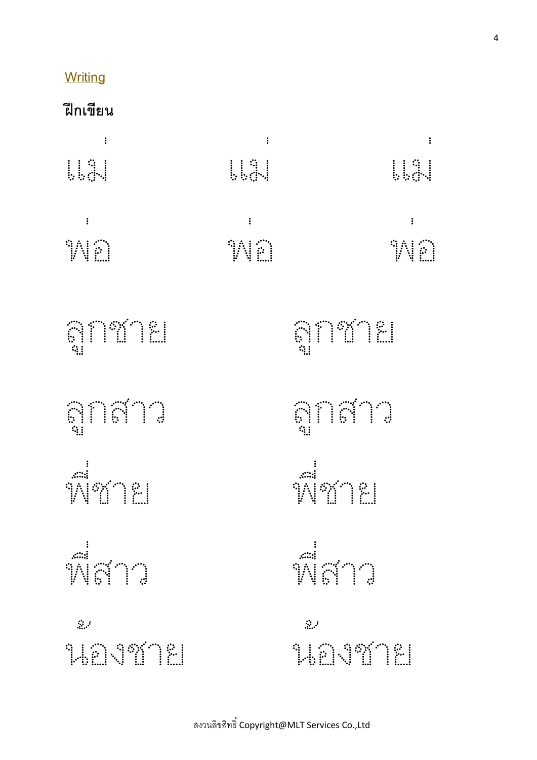## Writing

**ฝึกเขียน**

แม่ แม่ แม่

พ่อ พ่อ พ่อ

ลูกชาย ลูกชาย

ลูกสาว ลูกสาว

พี่ชาย พี่ชาย

พี่สาว พี่สาว

น้องชาย น้องชาย

สงวนลิขสิทธิ์ Copyright@MLT Services Co.,Ltd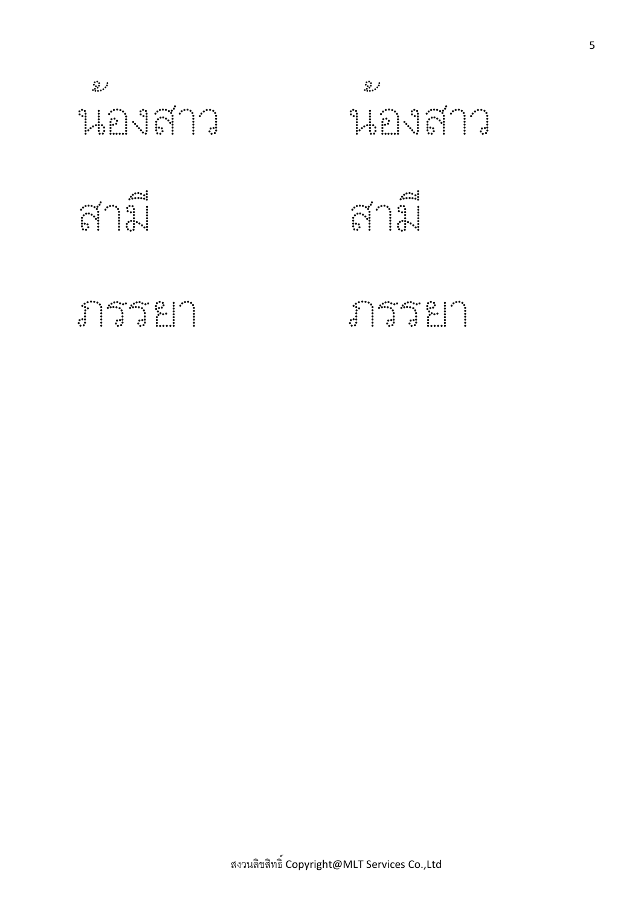น้องสาว น้องสาว

สามี สามี

ภรรยา ภรรยา

สงวนลิขสิทธิ์ Copyright@MLT Services Co.,Ltd